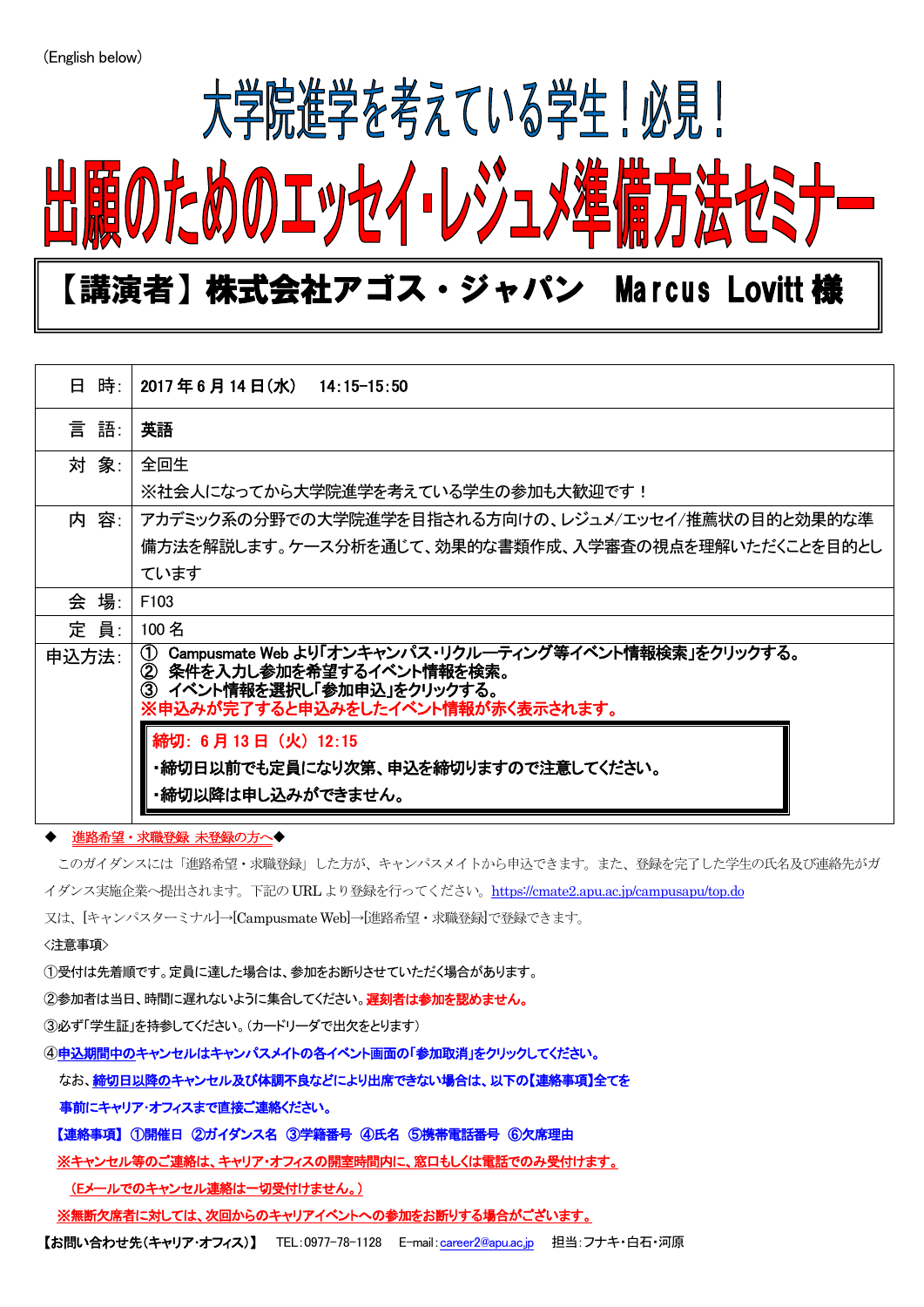(English below)

# 大学院進学を考えている学生！必見！

# 出願のためのエッセイ･レジュメ準備方法セミナー

## 【講演者】株式会社アゴス・ジャパン　Marcus Lovitt 様

| | |
|---|---|
| 日　時: | 2017 年 6 月 14 日(水)　14:15-15:50 |
| 言　語: | 英語 |
| 対　象: | 全回生<br>※社会人になってから大学院進学を考えている学生の参加も大歓迎です！ |
| 内　容: | アカデミック系の分野での大学院進学を目指される方向けの、レジュメ/エッセイ/推薦状の目的と効果的な準備方法を解説します。ケース分析を通じて、効果的な書類作成、入学審査の視点を理解いただくことを目的としています |
| 会　場: | F103 |
| 定　員: | 100 名 |
| 申込方法: | ① Campusmate Web より｢オンキャンパス･リクルーティング等イベント情報検索｣をクリックする。<br>② 条件を入力し参加を希望するイベント情報を検索。<br>③ イベント情報を選択し｢参加申込｣をクリックする。<br>※申込みが完了すると申込みをしたイベント情報が赤く表示されます。<br>**締切: 6 月 13 日（火）12:15**<br>･締切日以前でも定員になり次第、申込を締切りますので注意してください。<br>･締切以降は申し込みができません。 |

◆　進路希望・求職登録 未登録の方へ◆

このガイダンスには「進路希望・求職登録」した方が、キャンパスメイトから申込できます。また、登録を完了した学生の氏名及び連絡先がガイダンス実施企業へ提出されます。下記の URL より登録を行ってください。https://cmate2.apu.ac.jp/campusapu/top.do

又は、[キャンパスターミナル]→[Campusmate Web]→[進路希望・求職登録]で登録できます。

<注意事項>

①受付は先着順です。定員に達した場合は、参加をお断りさせていただく場合があります。

②参加者は当日、時間に遅れないように集合してください。遅刻者は参加を認めません。

③必ず｢学生証｣を持参してください。(カードリーダで出欠をとります)

④申込期間中のキャンセルはキャンパスメイトの各イベント画面の｢参加取消｣をクリックしてください。

なお、締切日以降のキャンセル及び体調不良などにより出席できない場合は、以下の【連絡事項】全てを事前にキャリア･オフィスまで直接ご連絡ください。

【連絡事項】 ①開催日 ②ガイダンス名 ③学籍番号 ④氏名 ⑤携帯電話番号 ⑥欠席理由

※キャンセル等のご連絡は、キャリア･オフィスの開室時間内に、窓口もしくは電話でのみ受付けます。

（Eメールでのキャンセル連絡は一切受付けません。）

※無断欠席者に対しては、次回からのキャリアイベントへの参加をお断りする場合がございます。

【お問い合わせ先(キャリア･オフィス)】　TEL:0977-78-1128　E-mail:career2@apu.ac.jp　担当:フナキ･白石･河原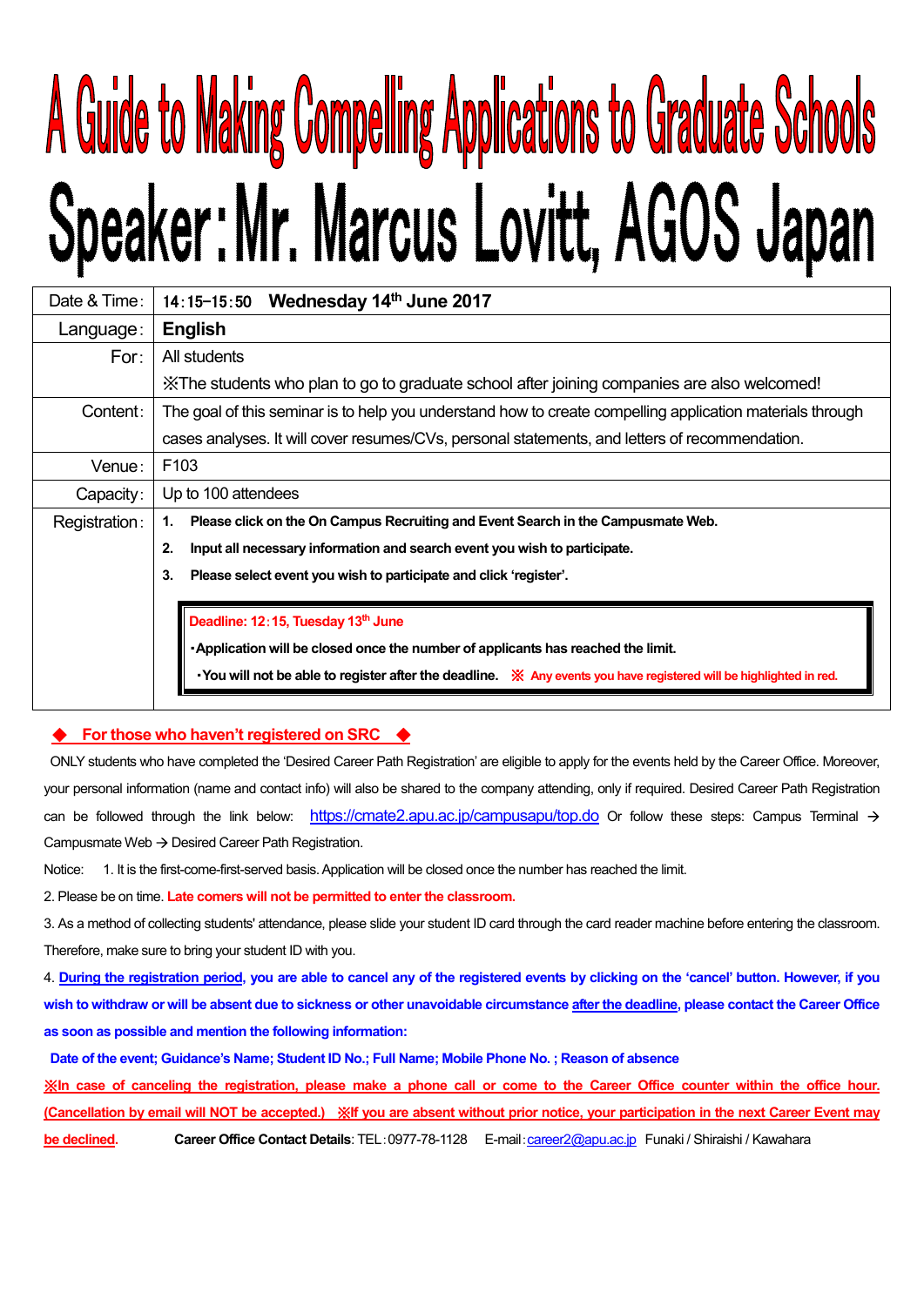# A Guide to Making Compelling Applications to Graduate Schools

# Speaker: Mr. Marcus Lovitt, AGOS Japan

| | |
|---|---|
| Date & Time: | 14:15-15:50 **Wednesday 14th June 2017** |
| Language: | **English** |
| For: | All students<br>※The students who plan to go to graduate school after joining companies are also welcomed! |
| Content: | The goal of this seminar is to help you understand how to create compelling application materials through cases analyses. It will cover resumes/CVs, personal statements, and letters of recommendation. |
| Venue: | F103 |
| Capacity: | Up to 100 attendees |
| Registration: | **1. Please click on the On Campus Recruiting and Event Search in the Campusmate Web.**<br>**2. Input all necessary information and search event you wish to participate.**<br>**3. Please select event you wish to participate and click 'register'.**<br><br>**Deadline: 12:15, Tuesday 13th June**<br>**・Application will be closed once the number of applicants has reached the limit.**<br>**・You will not be able to register after the deadline.** **※ Any events you have registered will be highlighted in red.** |

## ◆ For those who haven't registered on SRC ◆

ONLY students who have completed the 'Desired Career Path Registration' are eligible to apply for the events held by the Career Office. Moreover, your personal information (name and contact info) will also be shared to the company attending, only if required. Desired Career Path Registration can be followed through the link below: https://cmate2.apu.ac.jp/campusapu/top.do Or follow these steps: Campus Terminal → Campusmate Web → Desired Career Path Registration.

Notice: 1. It is the first-come-first-served basis. Application will be closed once the number has reached the limit.

2. Please be on time. **Late comers will not be permitted to enter the classroom.**

3. As a method of collecting students' attendance, please slide your student ID card through the card reader machine before entering the classroom. Therefore, make sure to bring your student ID with you.

4. **During the registration period, you are able to cancel any of the registered events by clicking on the 'cancel' button. However, if you wish to withdraw or will be absent due to sickness or other unavoidable circumstance after the deadline, please contact the Career Office as soon as possible and mention the following information:**

**Date of the event; Guidance's Name; Student ID No.; Full Name; Mobile Phone No. ; Reason of absence**

**※In case of canceling the registration, please make a phone call or come to the Career Office counter within the office hour. (Cancellation by email will NOT be accepted.) ※If you are absent without prior notice, your participation in the next Career Event may be declined.** **Career Office Contact Details**: TEL: 0977-78-1128 E-mail: career2@apu.ac.jp Funaki / Shiraishi / Kawahara